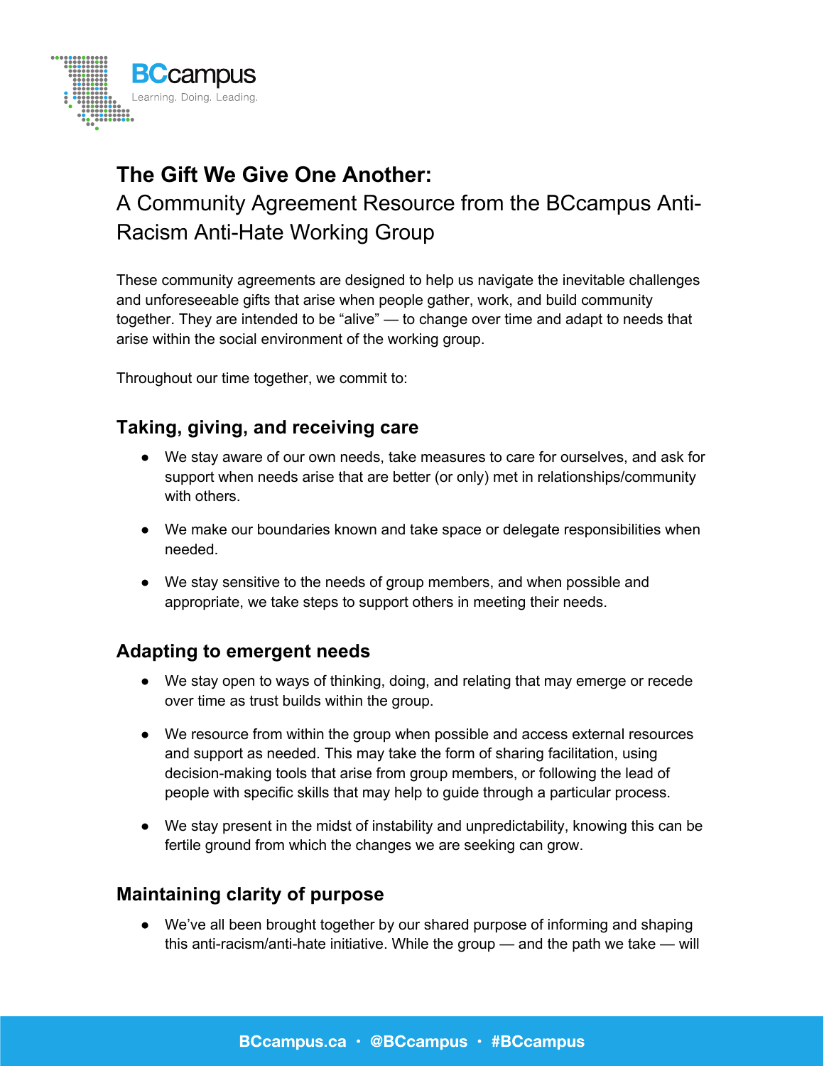# The Gift We Give One Another:

## A Community Agreement Resource from the BCcampus Anti-Racism Anti-Hate Working Group

These community agreements are designed to help us navigate the inevitable challenges and unforeseeable gifts that arise when people gather, work, and build community together. They are intended to be "alive" — to change over time and adapt to needs that arise within the social environment of the working group.

Throughout our time together, we commit to:

### Taking, giving, and receiving care

- We stay aware of our own needs, take measures to care for ourselves, and ask for support when needs arise that are better (or only) met in relationships/community with others.
- We make our boundaries known and take space or delegate responsibilities when needed.
- We stay sensitive to the needs of group members, and when possible and appropriate, we take steps to support others in meeting their needs.

### Adapting to emergent needs

- We stay open to ways of thinking, doing, and relating that may emerge or recede over time as trust builds within the group.
- We resource from within the group when possible and access external resources and support as needed. This may take the form of sharing facilitation, using decision-making tools that arise from group members, or following the lead of people with specific skills that may help to guide through a particular process.
- We stay present in the midst of instability and unpredictability, knowing this can be fertile ground from which the changes we are seeking can grow.

### Maintaining clarity of purpose

- We've all been brought together by our shared purpose of informing and shaping this anti-racism/anti-hate initiative. While the group — and the path we take — will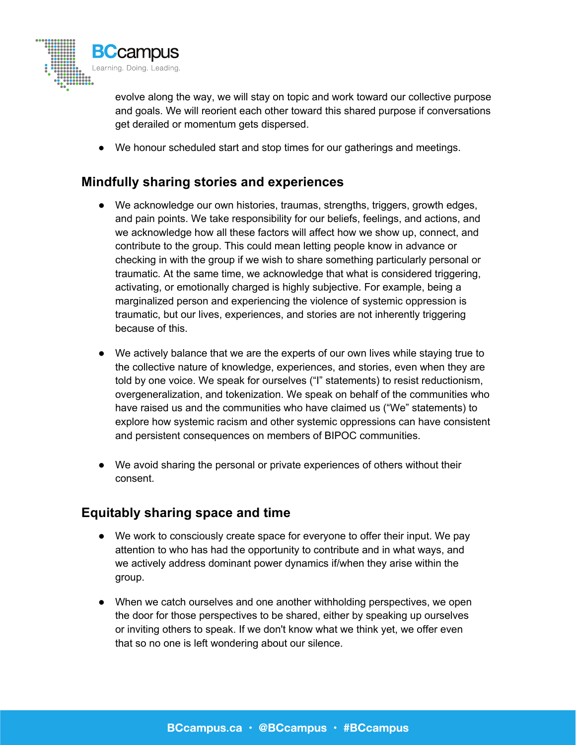evolve along the way, we will stay on topic and work toward our collective purpose and goals. We will reorient each other toward this shared purpose if conversations get derailed or momentum gets dispersed.

- We honour scheduled start and stop times for our gatherings and meetings.

## Mindfully sharing stories and experiences

- We acknowledge our own histories, traumas, strengths, triggers, growth edges, and pain points. We take responsibility for our beliefs, feelings, and actions, and we acknowledge how all these factors will affect how we show up, connect, and contribute to the group. This could mean letting people know in advance or checking in with the group if we wish to share something particularly personal or traumatic. At the same time, we acknowledge that what is considered triggering, activating, or emotionally charged is highly subjective. For example, being a marginalized person and experiencing the violence of systemic oppression is traumatic, but our lives, experiences, and stories are not inherently triggering because of this.

- We actively balance that we are the experts of our own lives while staying true to the collective nature of knowledge, experiences, and stories, even when they are told by one voice. We speak for ourselves ("I" statements) to resist reductionism, overgeneralization, and tokenization. We speak on behalf of the communities who have raised us and the communities who have claimed us ("We" statements) to explore how systemic racism and other systemic oppressions can have consistent and persistent consequences on members of BIPOC communities.

- We avoid sharing the personal or private experiences of others without their consent.

## Equitably sharing space and time

- We work to consciously create space for everyone to offer their input. We pay attention to who has had the opportunity to contribute and in what ways, and we actively address dominant power dynamics if/when they arise within the group.

- When we catch ourselves and one another withholding perspectives, we open the door for those perspectives to be shared, either by speaking up ourselves or inviting others to speak. If we don't know what we think yet, we offer even that so no one is left wondering about our silence.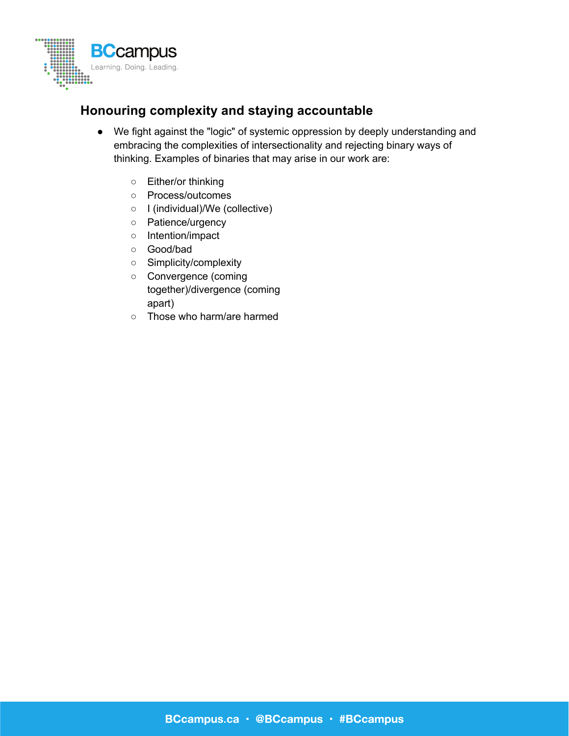## Honouring complexity and staying accountable

- We fight against the "logic" of systemic oppression by deeply understanding and embracing the complexities of intersectionality and rejecting binary ways of thinking. Examples of binaries that may arise in our work are:
  - Either/or thinking
  - Process/outcomes
  - I (individual)/We (collective)
  - Patience/urgency
  - Intention/impact
  - Good/bad
  - Simplicity/complexity
  - Convergence (coming together)/divergence (coming apart)
  - Those who harm/are harmed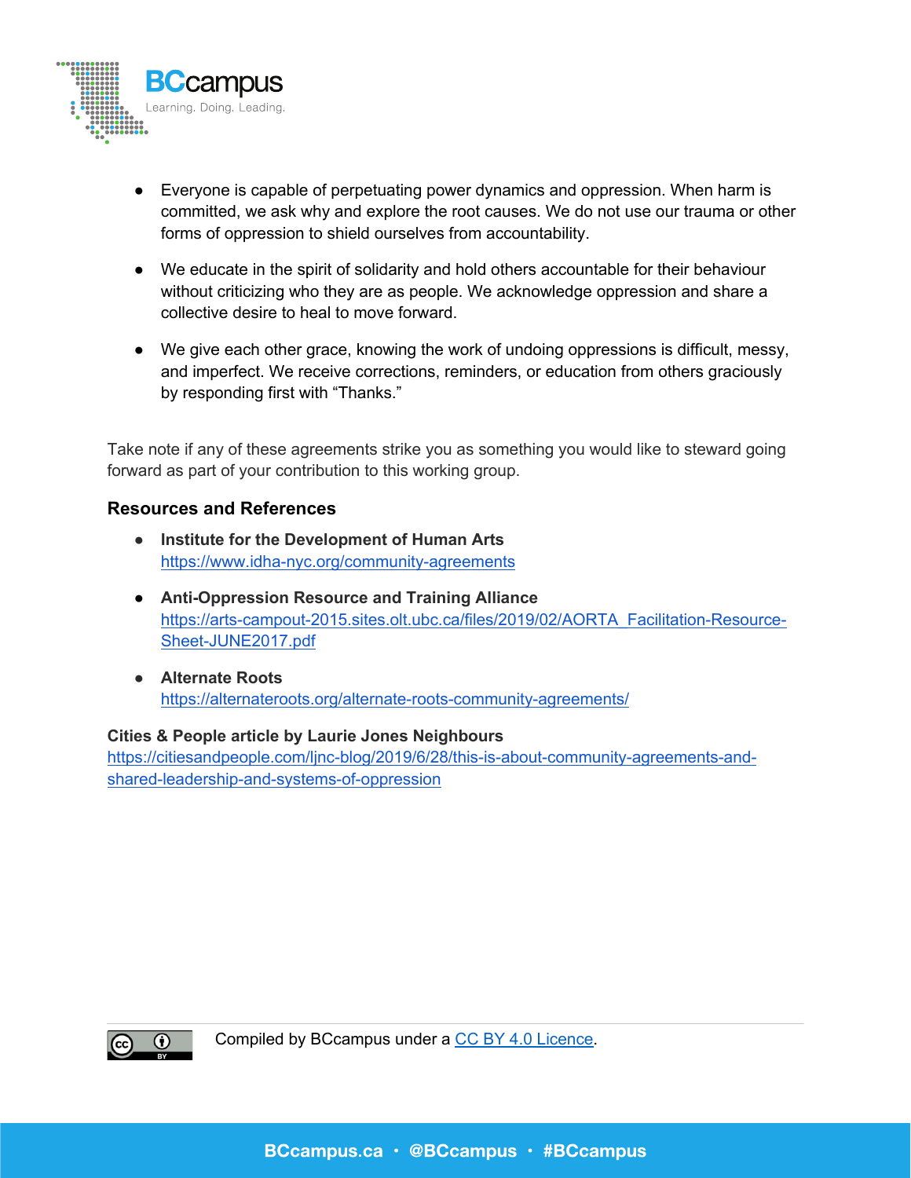- Everyone is capable of perpetuating power dynamics and oppression. When harm is committed, we ask why and explore the root causes. We do not use our trauma or other forms of oppression to shield ourselves from accountability.

- We educate in the spirit of solidarity and hold others accountable for their behaviour without criticizing who they are as people. We acknowledge oppression and share a collective desire to heal to move forward.

- We give each other grace, knowing the work of undoing oppressions is difficult, messy, and imperfect. We receive corrections, reminders, or education from others graciously by responding first with "Thanks."

Take note if any of these agreements strike you as something you would like to steward going forward as part of your contribution to this working group.

### Resources and References

- **Institute for the Development of Human Arts**
  https://www.idha-nyc.org/community-agreements

- **Anti-Oppression Resource and Training Alliance**
  https://arts-campout-2015.sites.olt.ubc.ca/files/2019/02/AORTA_Facilitation-Resource-Sheet-JUNE2017.pdf

- **Alternate Roots**
  https://alternateroots.org/alternate-roots-community-agreements/

**Cities & People article by Laurie Jones Neighbours**
https://citiesandpeople.com/ljnc-blog/2019/6/28/this-is-about-community-agreements-and-shared-leadership-and-systems-of-oppression

Compiled by BCcampus under a CC BY 4.0 Licence.